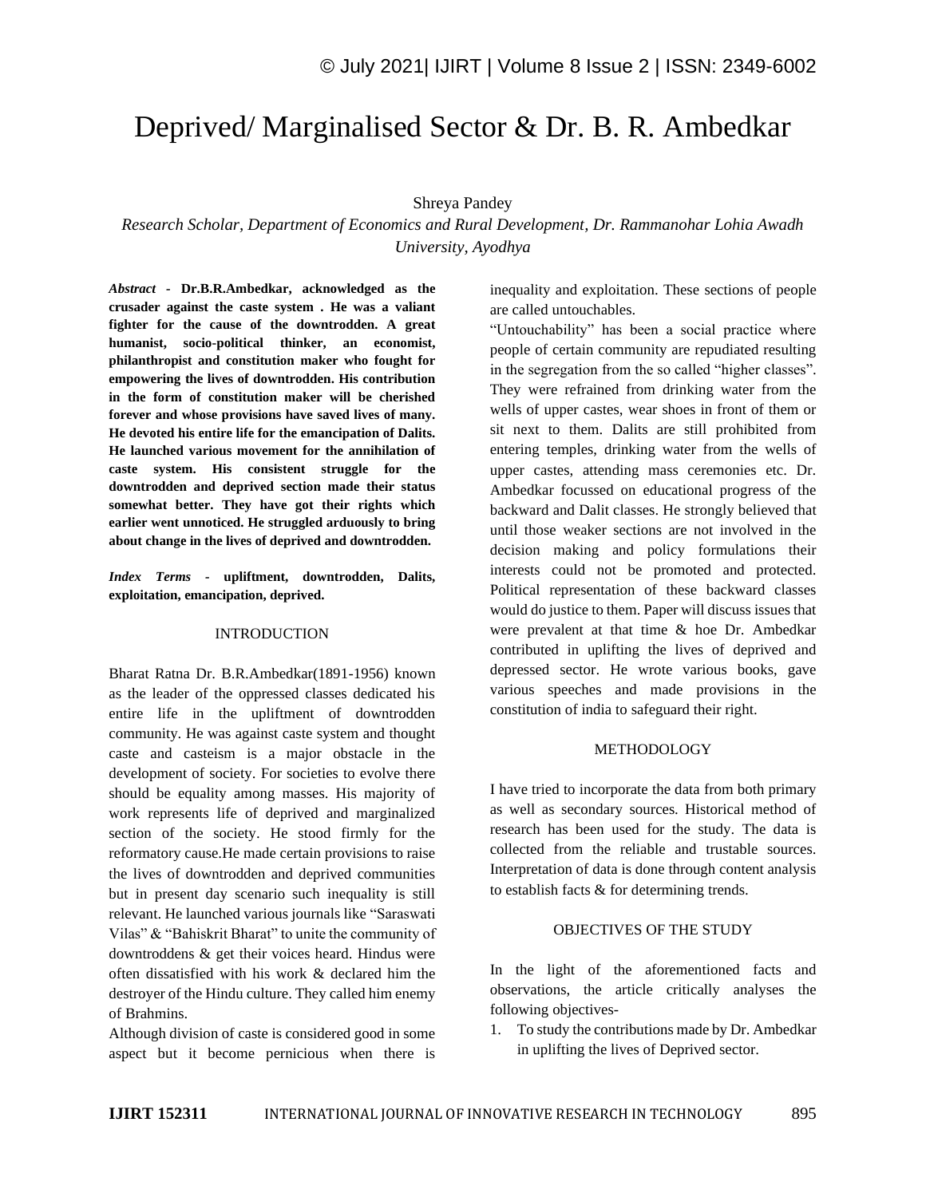# Deprived/ Marginalised Sector & Dr. B. R. Ambedkar

Shreya Pandey

*Research Scholar, Department of Economics and Rural Development, Dr. Rammanohar Lohia Awadh University, Ayodhya*

***Abstract* - Dr.B.R.Ambedkar, acknowledged as the crusader against the caste system . He was a valiant fighter for the cause of the downtrodden. A great humanist, socio-political thinker, an economist, philanthropist and constitution maker who fought for empowering the lives of downtrodden. His contribution in the form of constitution maker will be cherished forever and whose provisions have saved lives of many. He devoted his entire life for the emancipation of Dalits. He launched various movement for the annihilation of caste system. His consistent struggle for the downtrodden and deprived section made their status somewhat better. They have got their rights which earlier went unnoticed. He struggled arduously to bring about change in the lives of deprived and downtrodden.**

***Index Terms* - upliftment, downtrodden, Dalits, exploitation, emancipation, deprived.**

## INTRODUCTION

Bharat Ratna Dr. B.R.Ambedkar(1891-1956) known as the leader of the oppressed classes dedicated his entire life in the upliftment of downtrodden community. He was against caste system and thought caste and casteism is a major obstacle in the development of society. For societies to evolve there should be equality among masses. His majority of work represents life of deprived and marginalized section of the society. He stood firmly for the reformatory cause.He made certain provisions to raise the lives of downtrodden and deprived communities but in present day scenario such inequality is still relevant. He launched various journals like "Saraswati Vilas" & "Bahiskrit Bharat" to unite the community of downtroddens & get their voices heard. Hindus were often dissatisfied with his work & declared him the destroyer of the Hindu culture. They called him enemy of Brahmins.

Although division of caste is considered good in some aspect but it become pernicious when there is inequality and exploitation. These sections of people are called untouchables.

"Untouchability" has been a social practice where people of certain community are repudiated resulting in the segregation from the so called "higher classes". They were refrained from drinking water from the wells of upper castes, wear shoes in front of them or sit next to them. Dalits are still prohibited from entering temples, drinking water from the wells of upper castes, attending mass ceremonies etc. Dr. Ambedkar focussed on educational progress of the backward and Dalit classes. He strongly believed that until those weaker sections are not involved in the decision making and policy formulations their interests could not be promoted and protected. Political representation of these backward classes would do justice to them. Paper will discuss issues that were prevalent at that time & hoe Dr. Ambedkar contributed in uplifting the lives of deprived and depressed sector. He wrote various books, gave various speeches and made provisions in the constitution of india to safeguard their right.

## METHODOLOGY

I have tried to incorporate the data from both primary as well as secondary sources. Historical method of research has been used for the study. The data is collected from the reliable and trustable sources. Interpretation of data is done through content analysis to establish facts & for determining trends.

## OBJECTIVES OF THE STUDY

In the light of the aforementioned facts and observations, the article critically analyses the following objectives-

1. To study the contributions made by Dr. Ambedkar in uplifting the lives of Deprived sector.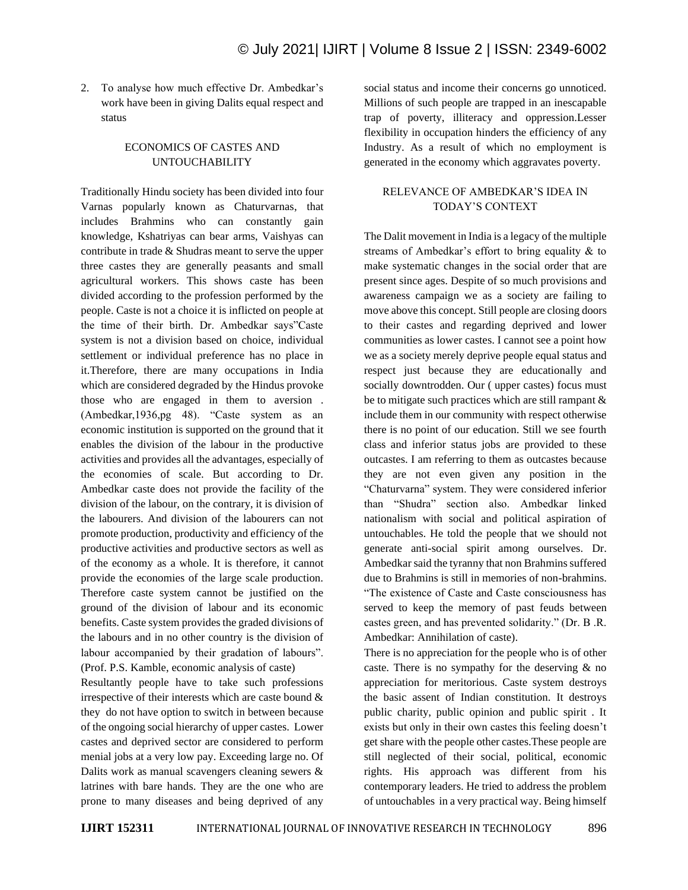2. To analyse how much effective Dr. Ambedkar's work have been in giving Dalits equal respect and status

## ECONOMICS OF CASTES AND UNTOUCHABILITY

Traditionally Hindu society has been divided into four Varnas popularly known as Chaturvarnas, that includes Brahmins who can constantly gain knowledge, Kshatriyas can bear arms, Vaishyas can contribute in trade & Shudras meant to serve the upper three castes they are generally peasants and small agricultural workers. This shows caste has been divided according to the profession performed by the people. Caste is not a choice it is inflicted on people at the time of their birth. Dr. Ambedkar says"Caste system is not a division based on choice, individual settlement or individual preference has no place in it.Therefore, there are many occupations in India which are considered degraded by the Hindus provoke those who are engaged in them to aversion . (Ambedkar,1936,pg 48). "Caste system as an economic institution is supported on the ground that it enables the division of the labour in the productive activities and provides all the advantages, especially of the economies of scale. But according to Dr. Ambedkar caste does not provide the facility of the division of the labour, on the contrary, it is division of the labourers. And division of the labourers can not promote production, productivity and efficiency of the productive activities and productive sectors as well as of the economy as a whole. It is therefore, it cannot provide the economies of the large scale production. Therefore caste system cannot be justified on the ground of the division of labour and its economic benefits. Caste system provides the graded divisions of the labours and in no other country is the division of labour accompanied by their gradation of labours". (Prof. P.S. Kamble, economic analysis of caste)

Resultantly people have to take such professions irrespective of their interests which are caste bound & they do not have option to switch in between because of the ongoing social hierarchy of upper castes. Lower castes and deprived sector are considered to perform menial jobs at a very low pay. Exceeding large no. Of Dalits work as manual scavengers cleaning sewers & latrines with bare hands. They are the one who are prone to many diseases and being deprived of any social status and income their concerns go unnoticed. Millions of such people are trapped in an inescapable trap of poverty, illiteracy and oppression.Lesser flexibility in occupation hinders the efficiency of any Industry. As a result of which no employment is generated in the economy which aggravates poverty.

## RELEVANCE OF AMBEDKAR'S IDEA IN TODAY'S CONTEXT

The Dalit movement in India is a legacy of the multiple streams of Ambedkar's effort to bring equality & to make systematic changes in the social order that are present since ages. Despite of so much provisions and awareness campaign we as a society are failing to move above this concept. Still people are closing doors to their castes and regarding deprived and lower communities as lower castes. I cannot see a point how we as a society merely deprive people equal status and respect just because they are educationally and socially downtrodden. Our ( upper castes) focus must be to mitigate such practices which are still rampant & include them in our community with respect otherwise there is no point of our education. Still we see fourth class and inferior status jobs are provided to these outcastes. I am referring to them as outcastes because they are not even given any position in the "Chaturvarna" system. They were considered inferior than "Shudra" section also. Ambedkar linked nationalism with social and political aspiration of untouchables. He told the people that we should not generate anti-social spirit among ourselves. Dr. Ambedkar said the tyranny that non Brahmins suffered due to Brahmins is still in memories of non-brahmins. "The existence of Caste and Caste consciousness has served to keep the memory of past feuds between castes green, and has prevented solidarity." (Dr. B .R. Ambedkar: Annihilation of caste).

There is no appreciation for the people who is of other caste. There is no sympathy for the deserving & no appreciation for meritorious. Caste system destroys the basic assent of Indian constitution. It destroys public charity, public opinion and public spirit . It exists but only in their own castes this feeling doesn't get share with the people other castes.These people are still neglected of their social, political, economic rights. His approach was different from his contemporary leaders. He tried to address the problem of untouchables in a very practical way. Being himself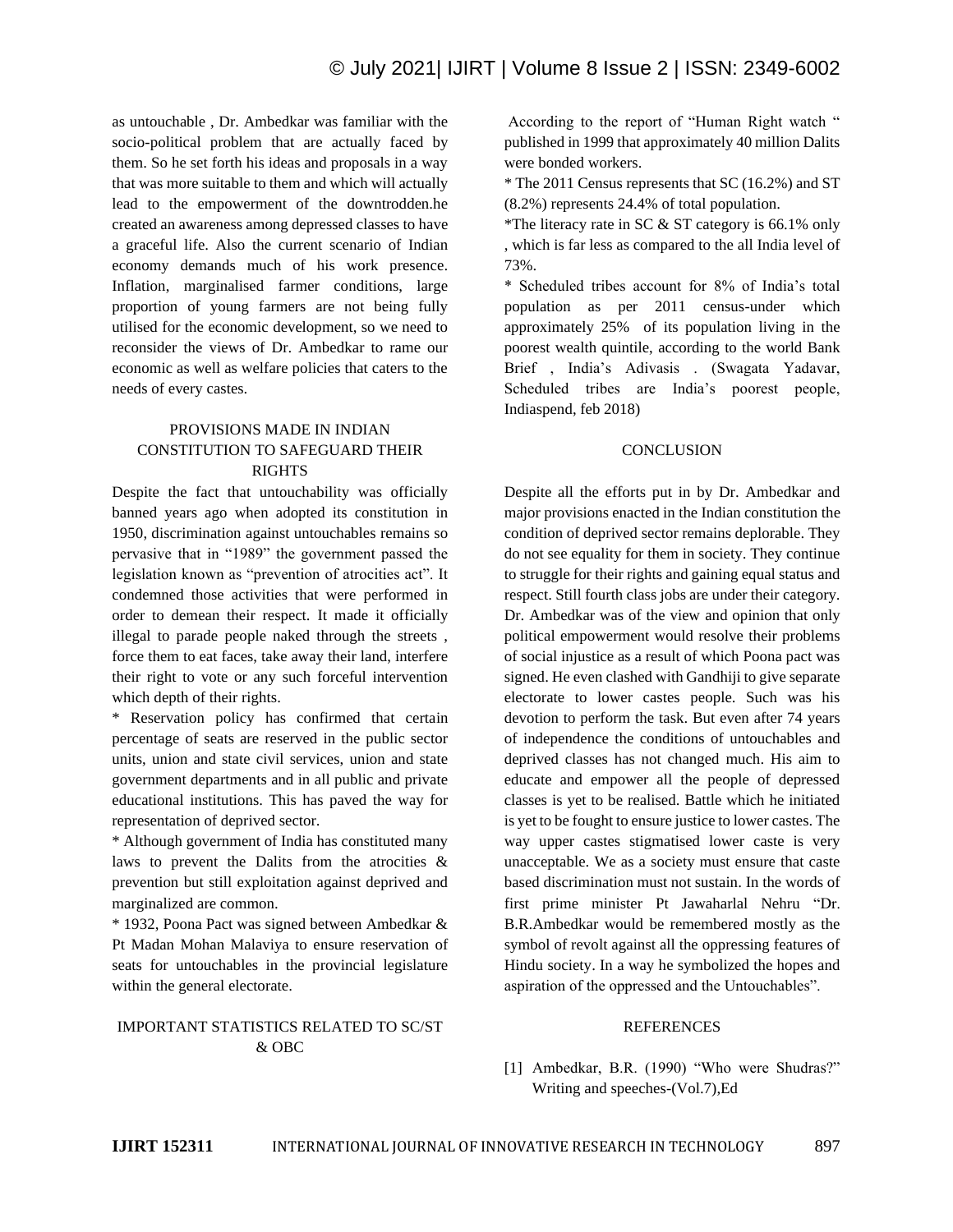as untouchable , Dr. Ambedkar was familiar with the socio-political problem that are actually faced by them. So he set forth his ideas and proposals in a way that was more suitable to them and which will actually lead to the empowerment of the downtrodden.he created an awareness among depressed classes to have a graceful life. Also the current scenario of Indian economy demands much of his work presence. Inflation, marginalised farmer conditions, large proportion of young farmers are not being fully utilised for the economic development, so we need to reconsider the views of Dr. Ambedkar to rame our economic as well as welfare policies that caters to the needs of every castes.

## PROVISIONS MADE IN INDIAN CONSTITUTION TO SAFEGUARD THEIR RIGHTS

Despite the fact that untouchability was officially banned years ago when adopted its constitution in 1950, discrimination against untouchables remains so pervasive that in "1989" the government passed the legislation known as "prevention of atrocities act". It condemned those activities that were performed in order to demean their respect. It made it officially illegal to parade people naked through the streets , force them to eat faces, take away their land, interfere their right to vote or any such forceful intervention which depth of their rights.

* Reservation policy has confirmed that certain percentage of seats are reserved in the public sector units, union and state civil services, union and state government departments and in all public and private educational institutions. This has paved the way for representation of deprived sector.
* Although government of India has constituted many laws to prevent the Dalits from the atrocities & prevention but still exploitation against deprived and marginalized are common.
* 1932, Poona Pact was signed between Ambedkar & Pt Madan Mohan Malaviya to ensure reservation of seats for untouchables in the provincial legislature within the general electorate.

## IMPORTANT STATISTICS RELATED TO SC/ST & OBC

According to the report of "Human Right watch " published in 1999 that approximately 40 million Dalits were bonded workers.

* The 2011 Census represents that SC (16.2%) and ST (8.2%) represents 24.4% of total population.
* The literacy rate in SC & ST category is 66.1% only , which is far less as compared to the all India level of 73%.
* Scheduled tribes account for 8% of India's total population as per 2011 census-under which approximately 25% of its population living in the poorest wealth quintile, according to the world Bank Brief , India's Adivasis . (Swagata Yadavar, Scheduled tribes are India's poorest people, Indiaspend, feb 2018)

## CONCLUSION

Despite all the efforts put in by Dr. Ambedkar and major provisions enacted in the Indian constitution the condition of deprived sector remains deplorable. They do not see equality for them in society. They continue to struggle for their rights and gaining equal status and respect. Still fourth class jobs are under their category. Dr. Ambedkar was of the view and opinion that only political empowerment would resolve their problems of social injustice as a result of which Poona pact was signed. He even clashed with Gandhiji to give separate electorate to lower castes people. Such was his devotion to perform the task. But even after 74 years of independence the conditions of untouchables and deprived classes has not changed much. His aim to educate and empower all the people of depressed classes is yet to be realised. Battle which he initiated is yet to be fought to ensure justice to lower castes. The way upper castes stigmatised lower caste is very unacceptable. We as a society must ensure that caste based discrimination must not sustain. In the words of first prime minister Pt Jawaharlal Nehru "Dr. B.R.Ambedkar would be remembered mostly as the symbol of revolt against all the oppressing features of Hindu society. In a way he symbolized the hopes and aspiration of the oppressed and the Untouchables".

## REFERENCES

[1] Ambedkar, B.R. (1990) "Who were Shudras?" Writing and speeches-(Vol.7),Ed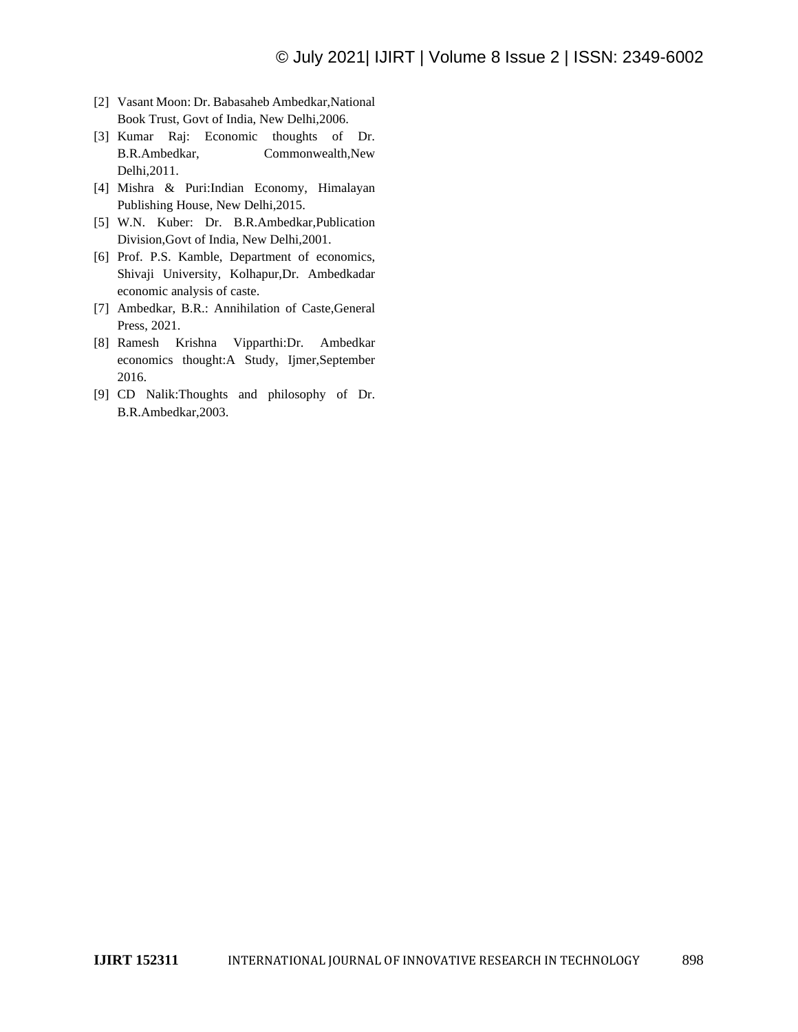[2] Vasant Moon: Dr. Babasaheb Ambedkar,National Book Trust, Govt of India, New Delhi,2006.

[3] Kumar Raj: Economic thoughts of Dr. B.R.Ambedkar, Commonwealth,New Delhi,2011.

[4] Mishra & Puri:Indian Economy, Himalayan Publishing House, New Delhi,2015.

[5] W.N. Kuber: Dr. B.R.Ambedkar,Publication Division,Govt of India, New Delhi,2001.

[6] Prof. P.S. Kamble, Department of economics, Shivaji University, Kolhapur,Dr. Ambedkadar economic analysis of caste.

[7] Ambedkar, B.R.: Annihilation of Caste,General Press, 2021.

[8] Ramesh Krishna Vipparthi:Dr. Ambedkar economics thought:A Study, Ijmer,September 2016.

[9] CD Nalik:Thoughts and philosophy of Dr. B.R.Ambedkar,2003.